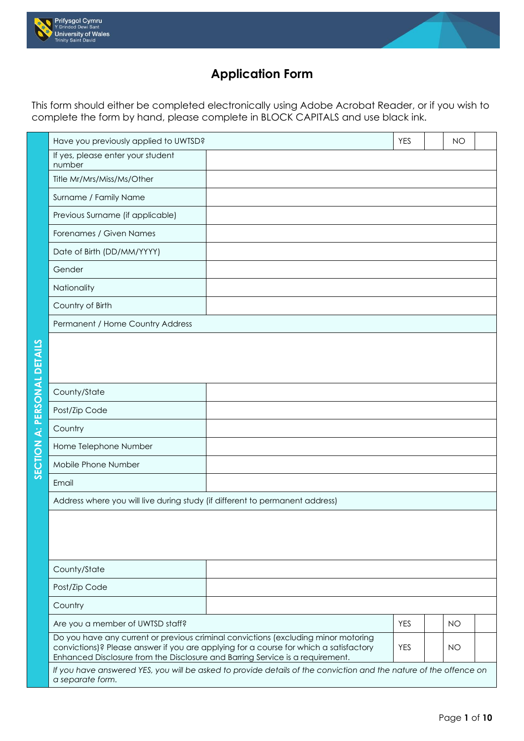# Application Form

This form should either be completed electronically using Adobe Acrobat Reader, or if you wish to complete the form by hand, please complete in BLOCK CAPITALS and use black ink.

## SECTION A: PERSONAL DETAILS

| Have you previously applied to UWTSD? | YES | | NO | |
|---|---|---|---|---|
| If yes, please enter your student number | | | | |
| Title Mr/Mrs/Miss/Ms/Other | | | | |
| Surname / Family Name | | | | |
| Previous Surname (if applicable) | | | | |
| Forenames / Given Names | | | | |
| Date of Birth (DD/MM/YYYY) | | | | |
| Gender | | | | |
| Nationality | | | | |
| Country of Birth | | | | |
| Permanent / Home Country Address | | | | |
| | | | | |
| County/State | | | | |
| Post/Zip Code | | | | |
| Country | | | | |
| Home Telephone Number | | | | |
| Mobile Phone Number | | | | |
| Email | | | | |
| Address where you will live during study (if different to permanent address) | | | | |
| | | | | |
| County/State | | | | |
| Post/Zip Code | | | | |
| Country | | | | |
| Are you a member of UWTSD staff? | YES | | NO | |
| Do you have any current or previous criminal convictions (excluding minor motoring convictions)? Please answer if you are applying for a course for which a satisfactory Enhanced Disclosure from the Disclosure and Barring Service is a requirement. | YES | | NO | |

*If you have answered YES, you will be asked to provide details of the conviction and the nature of the offence on a separate form.*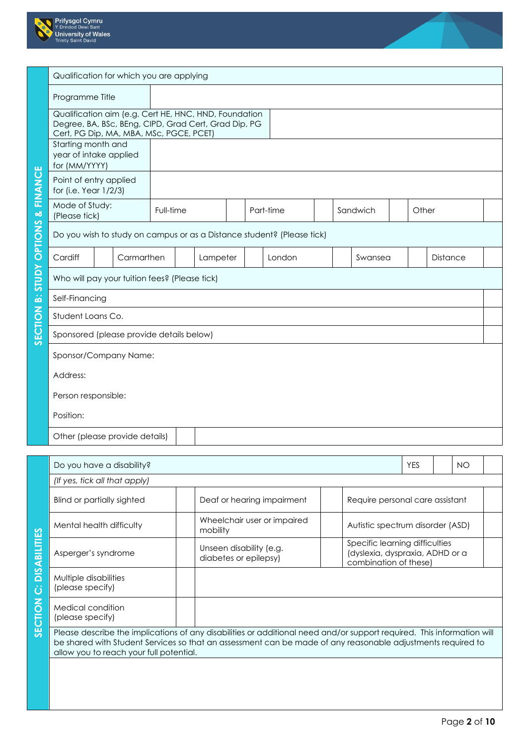## SECTION B: STUDY OPTIONS & FINANCE

| Qualification for which you are applying | |
|---|---|
| Programme Title | |
| Qualification aim (e.g. Cert HE, HNC, HND, Foundation Degree, BA, BSc, BEng, CIPD, Grad Cert, Grad Dip, PG Cert, PG Dip, MA, MBA, MSc, PGCE, PCET) | |
| Starting month and year of intake applied for (MM/YYYY) | |
| Point of entry applied for (i.e. Year 1/2/3) | |

| Mode of Study: (Please tick) | Full-time | | Part-time | | Sandwich | | Other | |
|---|---|---|---|---|---|---|---|---|

Do you wish to study on campus or as a Distance student? (Please tick)

| Cardiff | | Carmarthen | | Lampeter | | London | | Swansea | | Distance | |
|---|---|---|---|---|---|---|---|---|---|---|---|

Who will pay your tuition fees? (Please tick)

| Option | Tick |
|---|---|
| Self-Financing | |
| Student Loans Co. | |
| Sponsored (please provide details below) | |

Sponsor/Company Name:

Address:

Person responsible:

Position:

| Other (please provide details) | | |
|---|---|---|

## SECTION C: DISABILITIES

| Do you have a disability? | YES | | NO | |
|---|---|---|---|---|

*(If yes, tick all that apply)*

| | | | | | |
|---|---|---|---|---|---|
| Blind or partially sighted | | Deaf or hearing impairment | | Require personal care assistant | |
| Mental health difficulty | | Wheelchair user or impaired mobility | | Autistic spectrum disorder (ASD) | |
| Asperger's syndrome | | Unseen disability (e.g. diabetes or epilepsy) | | Specific learning difficulties (dyslexia, dyspraxia, ADHD or a combination of these) | |
| Multiple disabilities (please specify) | | | | | |
| Medical condition (please specify) | | | | | |

Please describe the implications of any disabilities or additional need and/or support required. This information will be shared with Student Services so that an assessment can be made of any reasonable adjustments required to allow you to reach your full potential.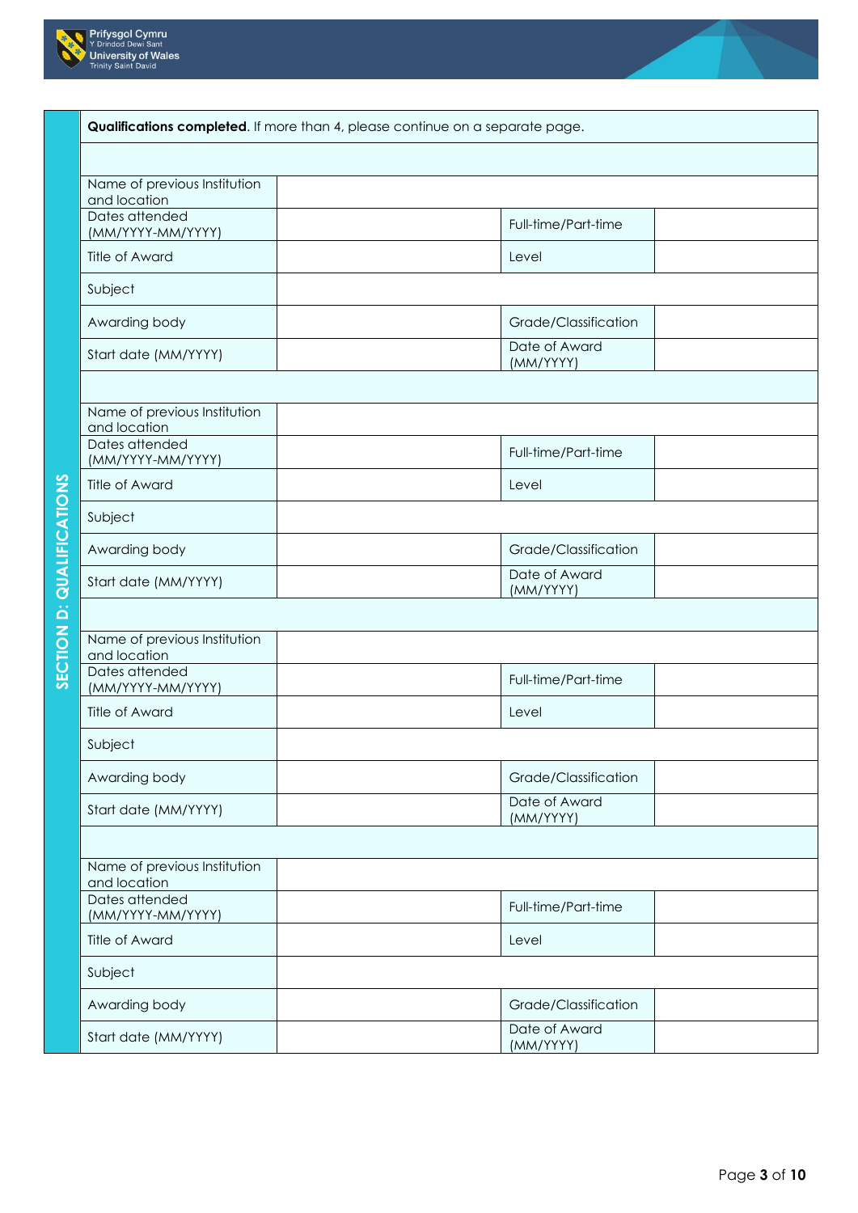## SECTION D: QUALIFICATIONS

**Qualifications completed**. If more than 4, please continue on a separate page.

| | | | |
|---|---|---|---|
| Name of previous Institution and location | | | |
| Dates attended (MM/YYYY-MM/YYYY) | | Full-time/Part-time | |
| Title of Award | | Level | |
| Subject | | | |
| Awarding body | | Grade/Classification | |
| Start date (MM/YYYY) | | Date of Award (MM/YYYY) | |

| | | | |
|---|---|---|---|
| Name of previous Institution and location | | | |
| Dates attended (MM/YYYY-MM/YYYY) | | Full-time/Part-time | |
| Title of Award | | Level | |
| Subject | | | |
| Awarding body | | Grade/Classification | |
| Start date (MM/YYYY) | | Date of Award (MM/YYYY) | |

| | | | |
|---|---|---|---|
| Name of previous Institution and location | | | |
| Dates attended (MM/YYYY-MM/YYYY) | | Full-time/Part-time | |
| Title of Award | | Level | |
| Subject | | | |
| Awarding body | | Grade/Classification | |
| Start date (MM/YYYY) | | Date of Award (MM/YYYY) | |

| | | | |
|---|---|---|---|
| Name of previous Institution and location | | | |
| Dates attended (MM/YYYY-MM/YYYY) | | Full-time/Part-time | |
| Title of Award | | Level | |
| Subject | | | |
| Awarding body | | Grade/Classification | |
| Start date (MM/YYYY) | | Date of Award (MM/YYYY) | |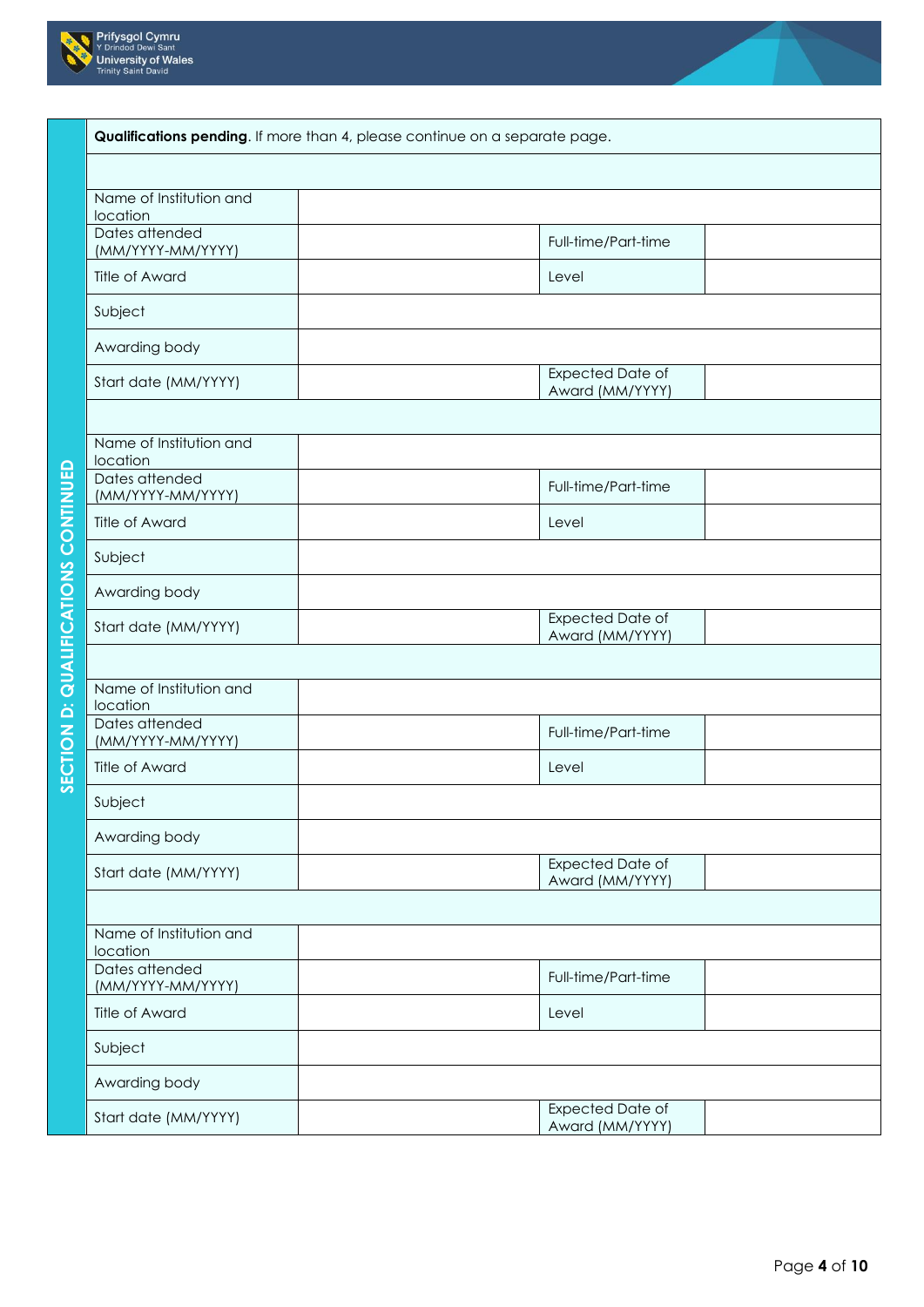**SECTION D: QUALIFICATIONS CONTINUED**

**Qualifications pending**. If more than 4, please continue on a separate page.

| | | | |
|---|---|---|---|
| Name of Institution and location | | | |
| Dates attended (MM/YYYY-MM/YYYY) | | Full-time/Part-time | |
| Title of Award | | Level | |
| Subject | | | |
| Awarding body | | | |
| Start date (MM/YYYY) | | Expected Date of Award (MM/YYYY) | |

| | | | |
|---|---|---|---|
| Name of Institution and location | | | |
| Dates attended (MM/YYYY-MM/YYYY) | | Full-time/Part-time | |
| Title of Award | | Level | |
| Subject | | | |
| Awarding body | | | |
| Start date (MM/YYYY) | | Expected Date of Award (MM/YYYY) | |

| | | | |
|---|---|---|---|
| Name of Institution and location | | | |
| Dates attended (MM/YYYY-MM/YYYY) | | Full-time/Part-time | |
| Title of Award | | Level | |
| Subject | | | |
| Awarding body | | | |
| Start date (MM/YYYY) | | Expected Date of Award (MM/YYYY) | |

| | | | |
|---|---|---|---|
| Name of Institution and location | | | |
| Dates attended (MM/YYYY-MM/YYYY) | | Full-time/Part-time | |
| Title of Award | | Level | |
| Subject | | | |
| Awarding body | | | |
| Start date (MM/YYYY) | | Expected Date of Award (MM/YYYY) | |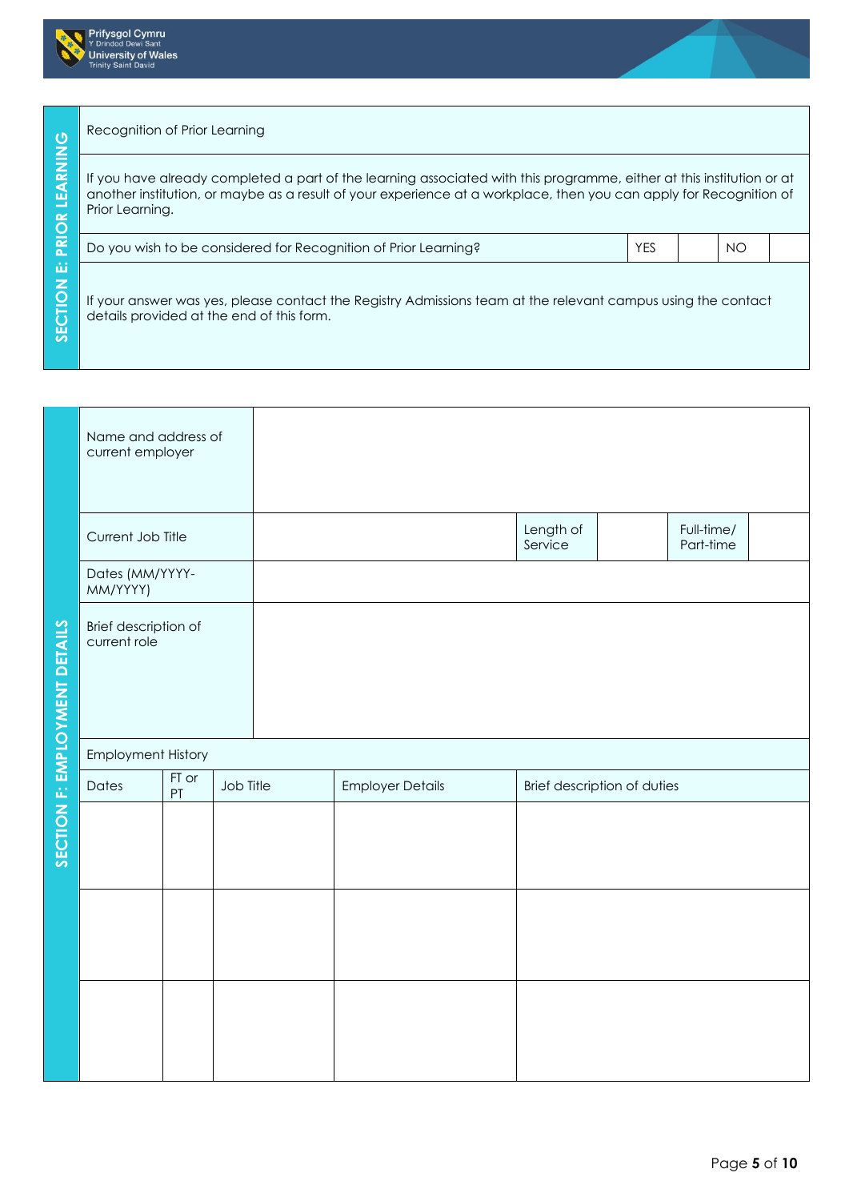## SECTION E: PRIOR LEARNING

| Recognition of Prior Learning | | | | |
|---|---|---|---|---|
| If you have already completed a part of the learning associated with this programme, either at this institution or at another institution, or maybe as a result of your experience at a workplace, then you can apply for Recognition of Prior Learning. | | | | |
| Do you wish to be considered for Recognition of Prior Learning? | YES | | NO | |
| If your answer was yes, please contact the Registry Admissions team at the relevant campus using the contact details provided at the end of this form. | | | | |

## SECTION F: EMPLOYMENT DETAILS

| Name and address of current employer | | | | | |
|---|---|---|---|---|---|
| Current Job Title | | Length of Service | | Full-time/ Part-time | |
| Dates (MM/YYYY-MM/YYYY) | | | | | |
| Brief description of current role | | | | | |

Employment History

| Dates | FT or PT | Job Title | Employer Details | Brief description of duties |
|---|---|---|---|---|
| | | | | |
| | | | | |
| | | | | |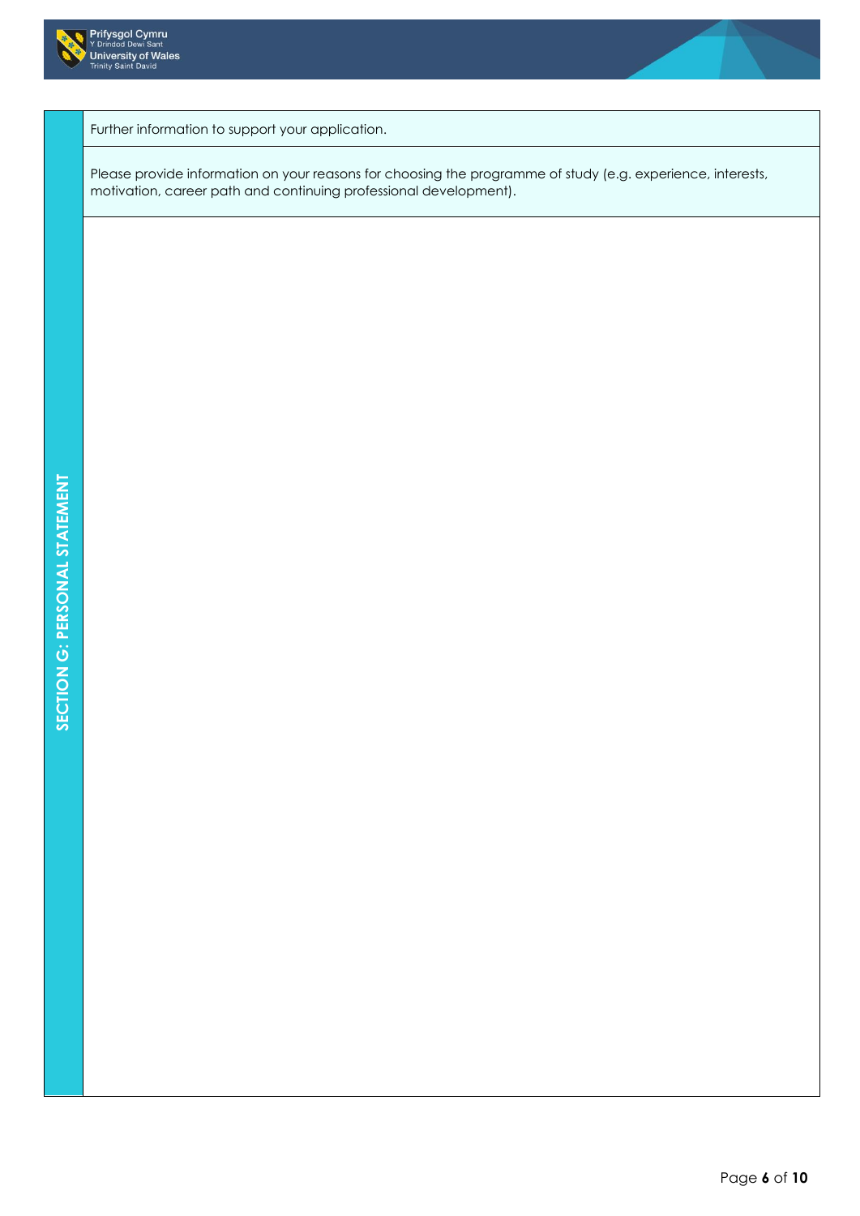## SECTION G: PERSONAL STATEMENT

Further information to support your application.

Please provide information on your reasons for choosing the programme of study (e.g. experience, interests, motivation, career path and continuing professional development).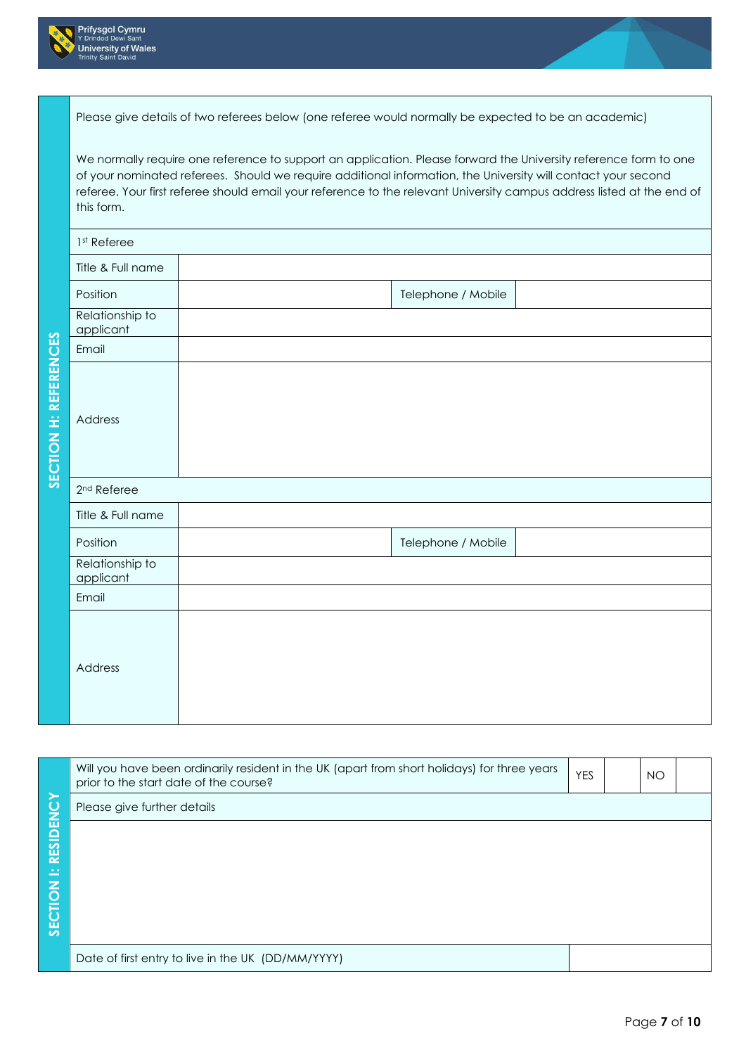## SECTION H: REFERENCES

Please give details of two referees below (one referee would normally be expected to be an academic)

We normally require one reference to support an application. Please forward the University reference form to one of your nominated referees. Should we require additional information, the University will contact your second referee. Your first referee should email your reference to the relevant University campus address listed at the end of this form.

| 1st Referee | | | |
|---|---|---|---|
| Title & Full name | | | |
| Position | | Telephone / Mobile | |
| Relationship to applicant | | | |
| Email | | | |
| Address | | | |

| 2nd Referee | | | |
|---|---|---|---|
| Title & Full name | | | |
| Position | | Telephone / Mobile | |
| Relationship to applicant | | | |
| Email | | | |
| Address | | | |

## SECTION I: RESIDENCY

| Will you have been ordinarily resident in the UK (apart from short holidays) for three years prior to the start date of the course? | YES | | NO | |
|---|---|---|---|---|
| Please give further details | | | | |
| | | | | |
| Date of first entry to live in the UK (DD/MM/YYYY) | | | | |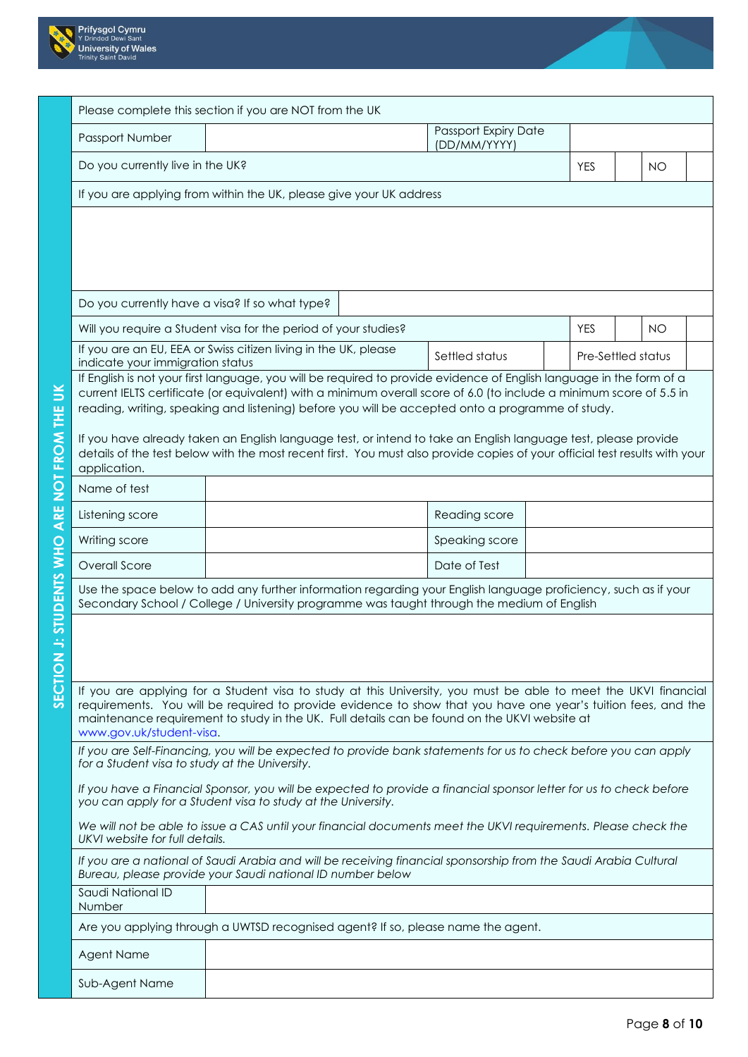## SECTION J: STUDENTS WHO ARE NOT FROM THE UK

Please complete this section if you are NOT from the UK

| Passport Number | | Passport Expiry Date (DD/MM/YYYY) | |
|---|---|---|---|

| Do you currently live in the UK? | YES | | NO | |
|---|---|---|---|---|

If you are applying from within the UK, please give your UK address

| Do you currently have a visa? If so what type? | |
|---|---|

| Will you require a Student visa for the period of your studies? | YES | | NO | |
|---|---|---|---|---|

| If you are an EU, EEA or Swiss citizen living in the UK, please indicate your immigration status | Settled status | | Pre-Settled status | |
|---|---|---|---|---|

If English is not your first language, you will be required to provide evidence of English language in the form of a current IELTS certificate (or equivalent) with a minimum overall score of 6.0 (to include a minimum score of 5.5 in reading, writing, speaking and listening) before you will be accepted onto a programme of study.

If you have already taken an English language test, or intend to take an English language test, please provide details of the test below with the most recent first. You must also provide copies of your official test results with your application.

| Name of test | | | |
|---|---|---|---|
| Listening score | | Reading score | |
| Writing score | | Speaking score | |
| Overall Score | | Date of Test | |

Use the space below to add any further information regarding your English language proficiency, such as if your Secondary School / College / University programme was taught through the medium of English

If you are applying for a Student visa to study at this University, you must be able to meet the UKVI financial requirements. You will be required to provide evidence to show that you have one year's tuition fees, and the maintenance requirement to study in the UK. Full details can be found on the UKVI website at www.gov.uk/student-visa.

*If you are Self-Financing, you will be expected to provide bank statements for us to check before you can apply for a Student visa to study at the University.*

*If you have a Financial Sponsor, you will be expected to provide a financial sponsor letter for us to check before you can apply for a Student visa to study at the University.*

*We will not be able to issue a CAS until your financial documents meet the UKVI requirements. Please check the UKVI website for full details.*

*If you are a national of Saudi Arabia and will be receiving financial sponsorship from the Saudi Arabia Cultural Bureau, please provide your Saudi national ID number below*

| Saudi National ID Number | |
|---|---|

Are you applying through a UWTSD recognised agent? If so, please name the agent.

| Agent Name | |
|---|---|
| Sub-Agent Name | |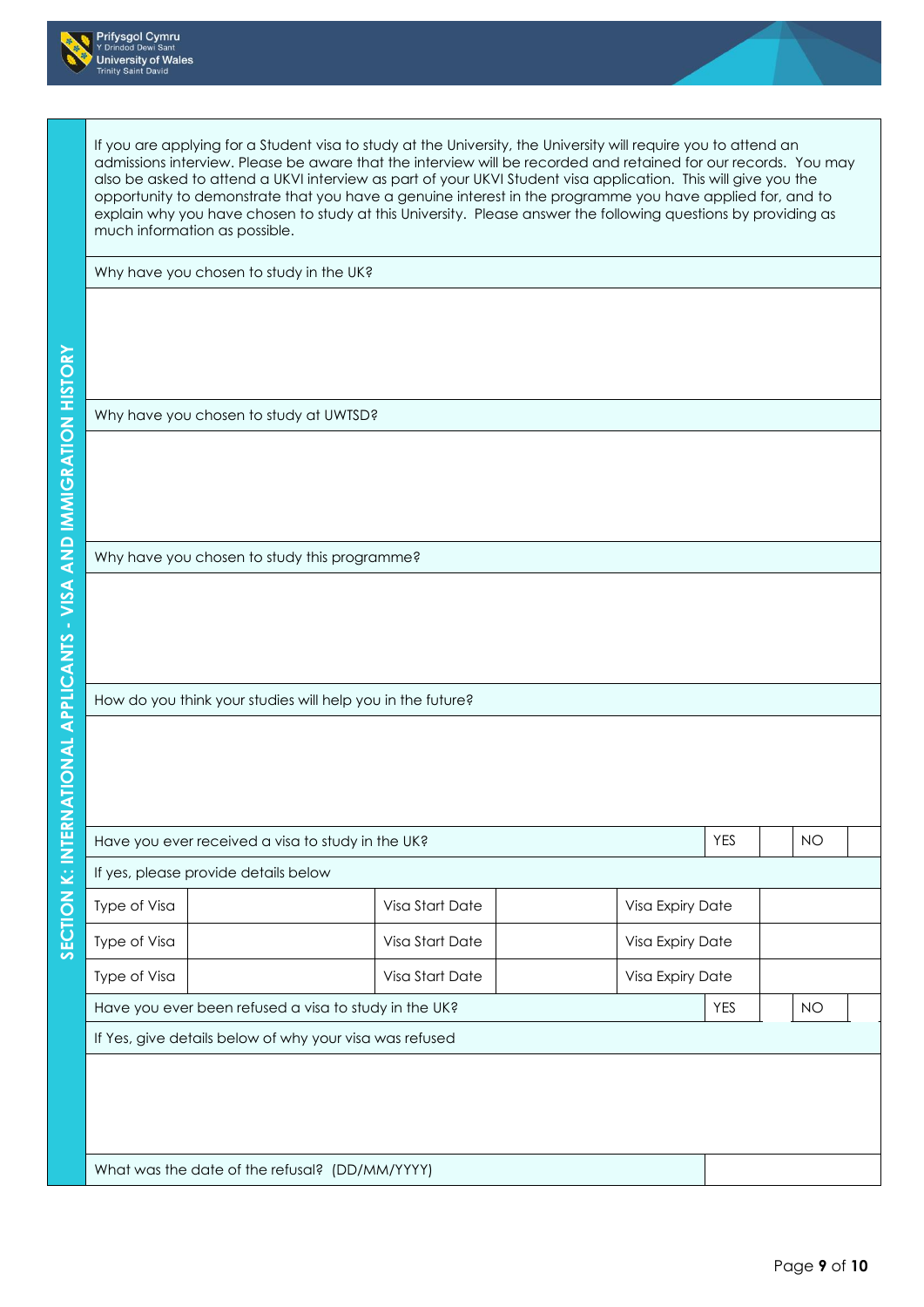## SECTION K: INTERNATIONAL APPLICANTS - VISA AND IMMIGRATION HISTORY

If you are applying for a Student visa to study at the University, the University will require you to attend an admissions interview. Please be aware that the interview will be recorded and retained for our records. You may also be asked to attend a UKVI interview as part of your UKVI Student visa application. This will give you the opportunity to demonstrate that you have a genuine interest in the programme you have applied for, and to explain why you have chosen to study at this University. Please answer the following questions by providing as much information as possible.

Why have you chosen to study in the UK?

Why have you chosen to study at UWTSD?

Why have you chosen to study this programme?

How do you think your studies will help you in the future?

| Have you ever received a visa to study in the UK? | | | | YES | | NO | |
|---|---|---|---|---|---|---|---|
| If yes, please provide details below | | | | | | | |
| Type of Visa | | Visa Start Date | | Visa Expiry Date | | | |
| Type of Visa | | Visa Start Date | | Visa Expiry Date | | | |
| Type of Visa | | Visa Start Date | | Visa Expiry Date | | | |
| Have you ever been refused a visa to study in the UK? | | | | YES | | NO | |

If Yes, give details below of why your visa was refused

| What was the date of the refusal? (DD/MM/YYYY) | |
|---|---|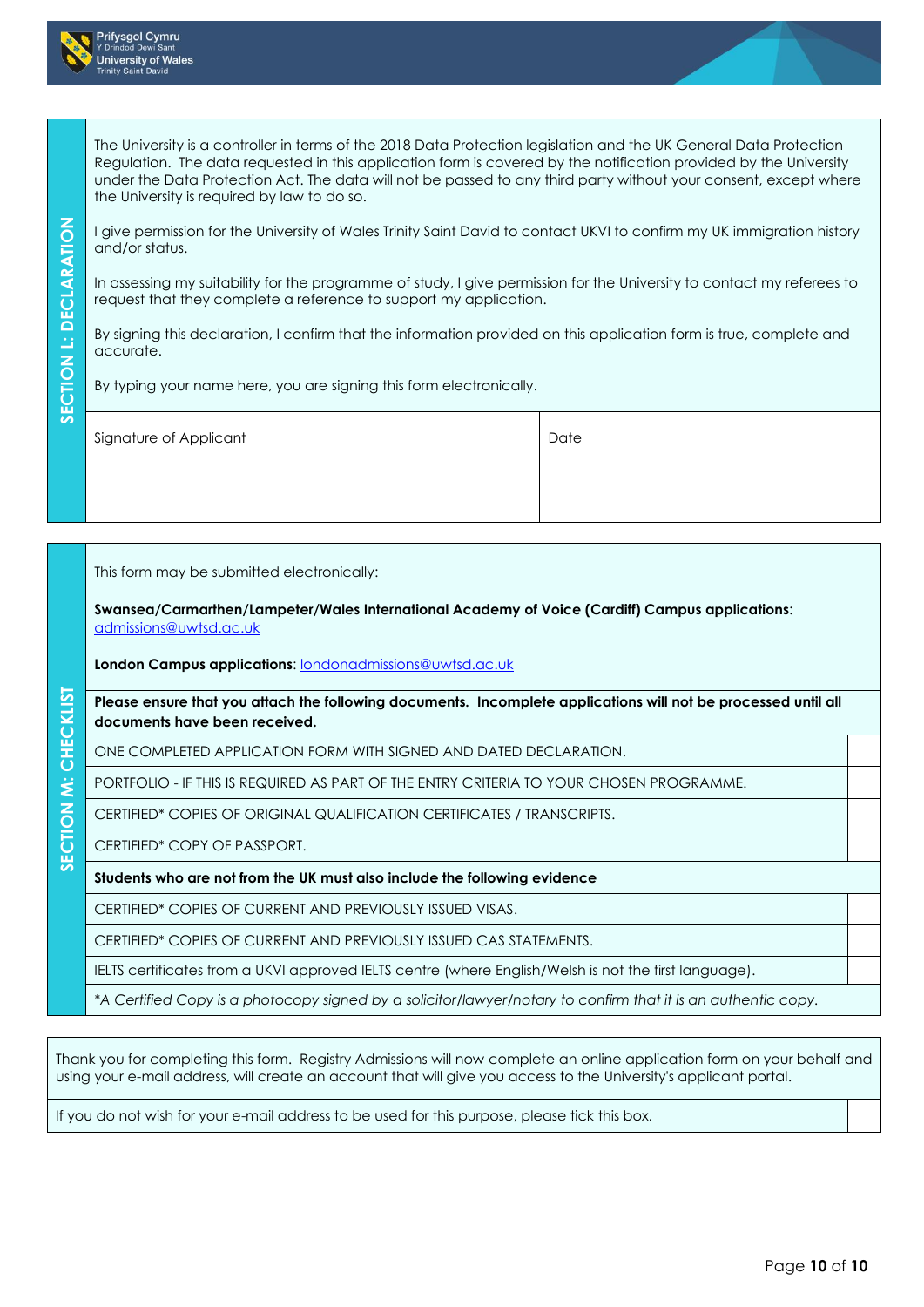## SECTION L: DECLARATION

The University is a controller in terms of the 2018 Data Protection legislation and the UK General Data Protection Regulation. The data requested in this application form is covered by the notification provided by the University under the Data Protection Act. The data will not be passed to any third party without your consent, except where the University is required by law to do so.

I give permission for the University of Wales Trinity Saint David to contact UKVI to confirm my UK immigration history and/or status.

In assessing my suitability for the programme of study, I give permission for the University to contact my referees to request that they complete a reference to support my application.

By signing this declaration, I confirm that the information provided on this application form is true, complete and accurate.

By typing your name here, you are signing this form electronically.

| Signature of Applicant | Date |
|---|---|
| | |

## SECTION M: CHECKLIST

This form may be submitted electronically:

**Swansea/Carmarthen/Lampeter/Wales International Academy of Voice (Cardiff) Campus applications**: admissions@uwtsd.ac.uk

**London Campus applications**: londonadmissions@uwtsd.ac.uk

**Please ensure that you attach the following documents. Incomplete applications will not be processed until all documents have been received.**

| | |
|---|---|
| ONE COMPLETED APPLICATION FORM WITH SIGNED AND DATED DECLARATION. | |
| PORTFOLIO - IF THIS IS REQUIRED AS PART OF THE ENTRY CRITERIA TO YOUR CHOSEN PROGRAMME. | |
| CERTIFIED* COPIES OF ORIGINAL QUALIFICATION CERTIFICATES / TRANSCRIPTS. | |
| CERTIFIED* COPY OF PASSPORT. | |
| **Students who are not from the UK must also include the following evidence** | |
| CERTIFIED* COPIES OF CURRENT AND PREVIOUSLY ISSUED VISAS. | |
| CERTIFIED* COPIES OF CURRENT AND PREVIOUSLY ISSUED CAS STATEMENTS. | |
| IELTS certificates from a UKVI approved IELTS centre (where English/Welsh is not the first language). | |

*\*A Certified Copy is a photocopy signed by a solicitor/lawyer/notary to confirm that it is an authentic copy.*

Thank you for completing this form. Registry Admissions will now complete an online application form on your behalf and using your e-mail address, will create an account that will give you access to the University's applicant portal.

| | |
|---|---|
| If you do not wish for your e-mail address to be used for this purpose, please tick this box. | |